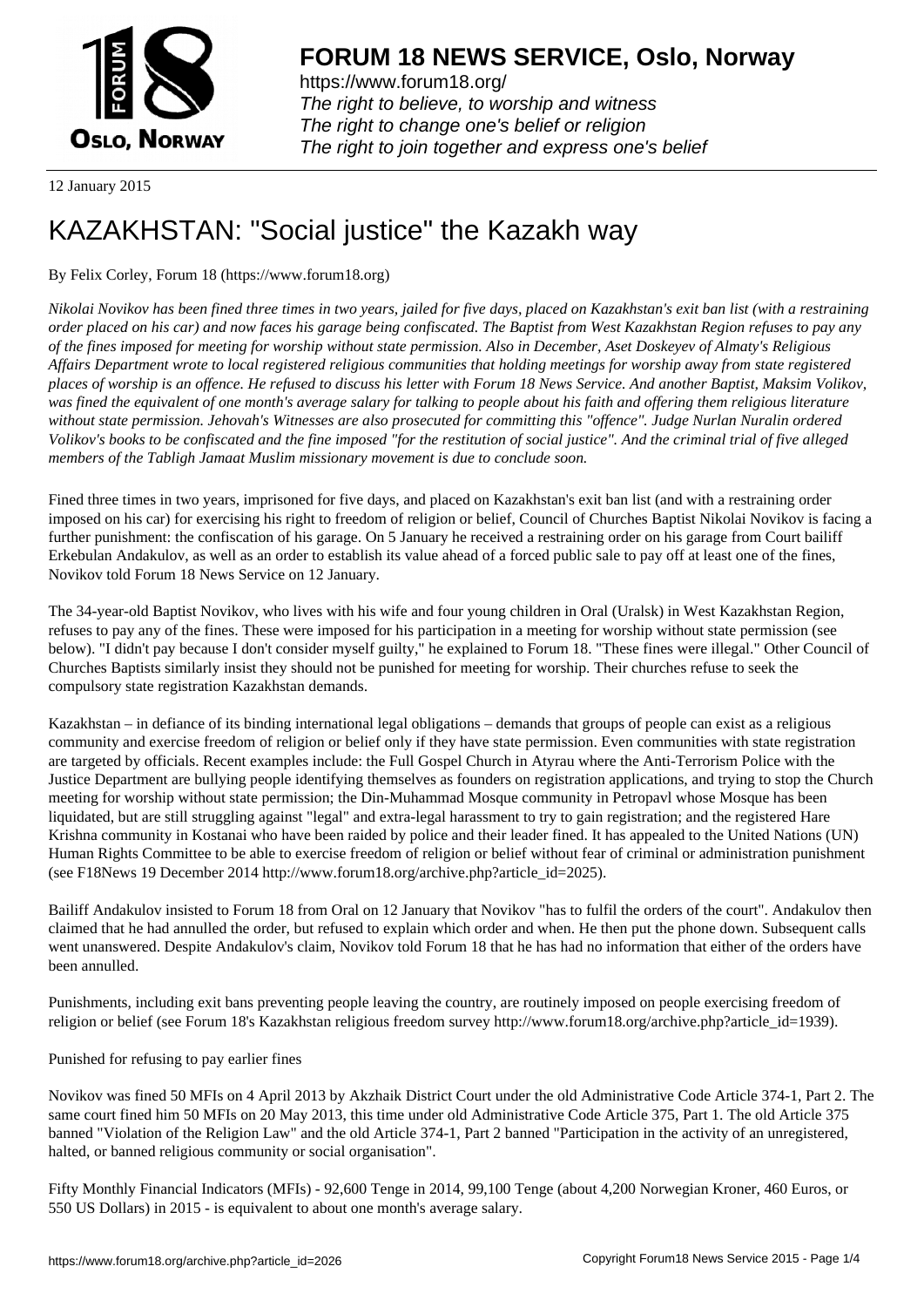**FORUM 18 NEWS SERVICE, Oslo, Norway**

https://www.forum18.org/
*The right to believe, to worship and witness*
*The right to change one's belief or religion*
*The right to join together and express one's belief*

12 January 2015

# KAZAKHSTAN: "Social justice" the Kazakh way

By Felix Corley, Forum 18 (https://www.forum18.org)

*Nikolai Novikov has been fined three times in two years, jailed for five days, placed on Kazakhstan's exit ban list (with a restraining order placed on his car) and now faces his garage being confiscated. The Baptist from West Kazakhstan Region refuses to pay any of the fines imposed for meeting for worship without state permission. Also in December, Aset Doskeyev of Almaty's Religious Affairs Department wrote to local registered religious communities that holding meetings for worship away from state registered places of worship is an offence. He refused to discuss his letter with Forum 18 News Service. And another Baptist, Maksim Volikov, was fined the equivalent of one month's average salary for talking to people about his faith and offering them religious literature without state permission. Jehovah's Witnesses are also prosecuted for committing this "offence". Judge Nurlan Nuralin ordered Volikov's books to be confiscated and the fine imposed "for the restitution of social justice". And the criminal trial of five alleged members of the Tabligh Jamaat Muslim missionary movement is due to conclude soon.*

Fined three times in two years, imprisoned for five days, and placed on Kazakhstan's exit ban list (and with a restraining order imposed on his car) for exercising his right to freedom of religion or belief, Council of Churches Baptist Nikolai Novikov is facing a further punishment: the confiscation of his garage. On 5 January he received a restraining order on his garage from Court bailiff Erkebulan Andakulov, as well as an order to establish its value ahead of a forced public sale to pay off at least one of the fines, Novikov told Forum 18 News Service on 12 January.

The 34-year-old Baptist Novikov, who lives with his wife and four young children in Oral (Uralsk) in West Kazakhstan Region, refuses to pay any of the fines. These were imposed for his participation in a meeting for worship without state permission (see below). "I didn't pay because I don't consider myself guilty," he explained to Forum 18. "These fines were illegal." Other Council of Churches Baptists similarly insist they should not be punished for meeting for worship. Their churches refuse to seek the compulsory state registration Kazakhstan demands.

Kazakhstan – in defiance of its binding international legal obligations – demands that groups of people can exist as a religious community and exercise freedom of religion or belief only if they have state permission. Even communities with state registration are targeted by officials. Recent examples include: the Full Gospel Church in Atyrau where the Anti-Terrorism Police with the Justice Department are bullying people identifying themselves as founders on registration applications, and trying to stop the Church meeting for worship without state permission; the Din-Muhammad Mosque community in Petropavl whose Mosque has been liquidated, but are still struggling against "legal" and extra-legal harassment to try to gain registration; and the registered Hare Krishna community in Kostanai who have been raided by police and their leader fined. It has appealed to the United Nations (UN) Human Rights Committee to be able to exercise freedom of religion or belief without fear of criminal or administration punishment (see F18News 19 December 2014 http://www.forum18.org/archive.php?article_id=2025).

Bailiff Andakulov insisted to Forum 18 from Oral on 12 January that Novikov "has to fulfil the orders of the court". Andakulov then claimed that he had annulled the order, but refused to explain which order and when. He then put the phone down. Subsequent calls went unanswered. Despite Andakulov's claim, Novikov told Forum 18 that he has had no information that either of the orders have been annulled.

Punishments, including exit bans preventing people leaving the country, are routinely imposed on people exercising freedom of religion or belief (see Forum 18's Kazakhstan religious freedom survey http://www.forum18.org/archive.php?article_id=1939).

Punished for refusing to pay earlier fines

Novikov was fined 50 MFIs on 4 April 2013 by Akzhaik District Court under the old Administrative Code Article 374-1, Part 2. The same court fined him 50 MFIs on 20 May 2013, this time under old Administrative Code Article 375, Part 1. The old Article 375 banned "Violation of the Religion Law" and the old Article 374-1, Part 2 banned "Participation in the activity of an unregistered, halted, or banned religious community or social organisation".

Fifty Monthly Financial Indicators (MFIs) - 92,600 Tenge in 2014, 99,100 Tenge (about 4,200 Norwegian Kroner, 460 Euros, or 550 US Dollars) in 2015 - is equivalent to about one month's average salary.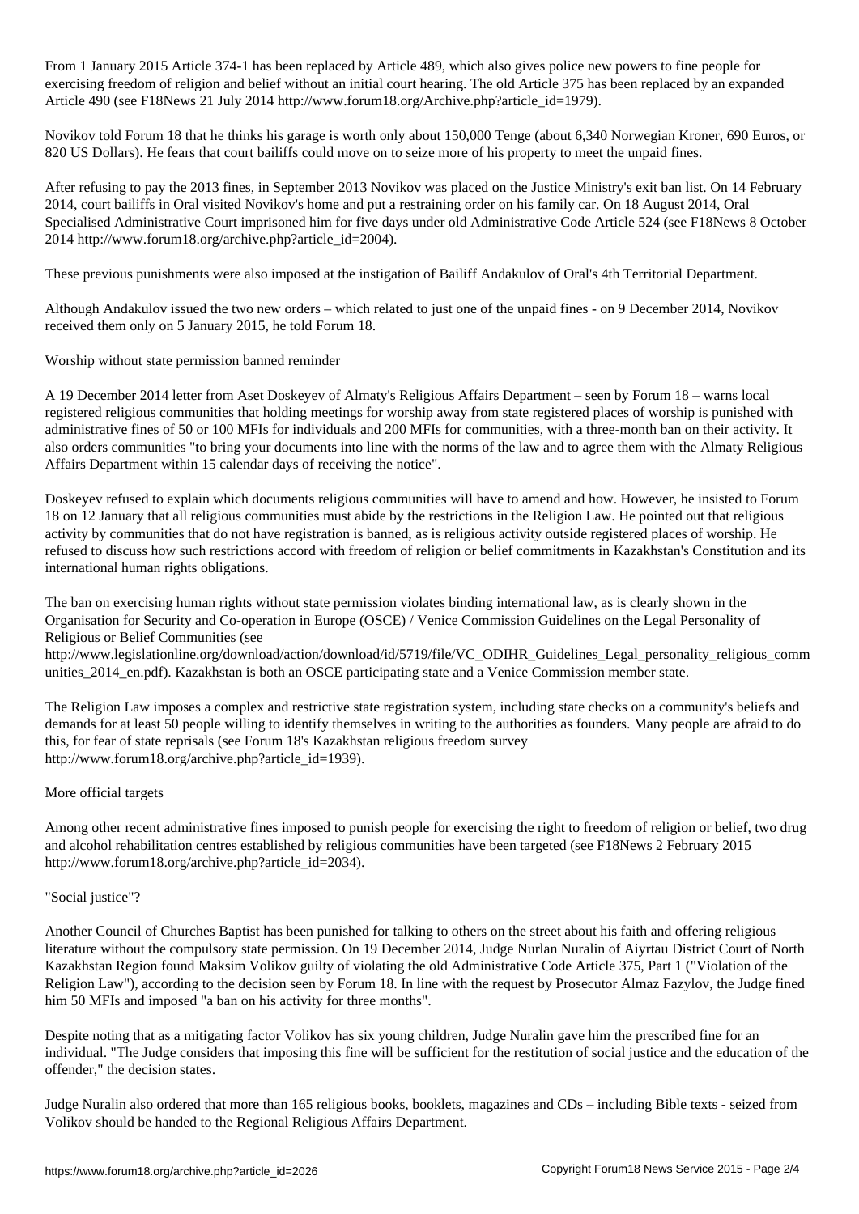From 1 January 2015 Article 374-1 has been replaced by Article 489, which also gives police new powers to fine people for exercising freedom of religion and belief without an initial court hearing. The old Article 375 has been replaced by an expanded Article 490 (see F18News 21 July 2014 http://www.forum18.org/Archive.php?article_id=1979).

Novikov told Forum 18 that he thinks his garage is worth only about 150,000 Tenge (about 6,340 Norwegian Kroner, 690 Euros, or 820 US Dollars). He fears that court bailiffs could move on to seize more of his property to meet the unpaid fines.

After refusing to pay the 2013 fines, in September 2013 Novikov was placed on the Justice Ministry's exit ban list. On 14 February 2014, court bailiffs in Oral visited Novikov's home and put a restraining order on his family car. On 18 August 2014, Oral Specialised Administrative Court imprisoned him for five days under old Administrative Code Article 524 (see F18News 8 October 2014 http://www.forum18.org/archive.php?article_id=2004).

These previous punishments were also imposed at the instigation of Bailiff Andakulov of Oral's 4th Territorial Department.

Although Andakulov issued the two new orders – which related to just one of the unpaid fines - on 9 December 2014, Novikov received them only on 5 January 2015, he told Forum 18.

Worship without state permission banned reminder

A 19 December 2014 letter from Aset Doskeyev of Almaty's Religious Affairs Department – seen by Forum 18 – warns local registered religious communities that holding meetings for worship away from state registered places of worship is punished with administrative fines of 50 or 100 MFIs for individuals and 200 MFIs for communities, with a three-month ban on their activity. It also orders communities "to bring your documents into line with the norms of the law and to agree them with the Almaty Religious Affairs Department within 15 calendar days of receiving the notice".

Doskeyev refused to explain which documents religious communities will have to amend and how. However, he insisted to Forum 18 on 12 January that all religious communities must abide by the restrictions in the Religion Law. He pointed out that religious activity by communities that do not have registration is banned, as is religious activity outside registered places of worship. He refused to discuss how such restrictions accord with freedom of religion or belief commitments in Kazakhstan's Constitution and its international human rights obligations.

The ban on exercising human rights without state permission violates binding international law, as is clearly shown in the Organisation for Security and Co-operation in Europe (OSCE) / Venice Commission Guidelines on the Legal Personality of Religious or Belief Communities (see http://www.legislationline.org/download/action/download/id/5719/file/VC_ODIHR_Guidelines_Legal_personality_religious_communities_2014_en.pdf). Kazakhstan is both an OSCE participating state and a Venice Commission member state.

The Religion Law imposes a complex and restrictive state registration system, including state checks on a community's beliefs and demands for at least 50 people willing to identify themselves in writing to the authorities as founders. Many people are afraid to do this, for fear of state reprisals (see Forum 18's Kazakhstan religious freedom survey http://www.forum18.org/archive.php?article_id=1939).

More official targets

Among other recent administrative fines imposed to punish people for exercising the right to freedom of religion or belief, two drug and alcohol rehabilitation centres established by religious communities have been targeted (see F18News 2 February 2015 http://www.forum18.org/archive.php?article_id=2034).

"Social justice"?

Another Council of Churches Baptist has been punished for talking to others on the street about his faith and offering religious literature without the compulsory state permission. On 19 December 2014, Judge Nurlan Nuralin of Aiyrtau District Court of North Kazakhstan Region found Maksim Volikov guilty of violating the old Administrative Code Article 375, Part 1 ("Violation of the Religion Law"), according to the decision seen by Forum 18. In line with the request by Prosecutor Almaz Fazylov, the Judge fined him 50 MFIs and imposed "a ban on his activity for three months".

Despite noting that as a mitigating factor Volikov has six young children, Judge Nuralin gave him the prescribed fine for an individual. "The Judge considers that imposing this fine will be sufficient for the restitution of social justice and the education of the offender," the decision states.

Judge Nuralin also ordered that more than 165 religious books, booklets, magazines and CDs – including Bible texts - seized from Volikov should be handed to the Regional Religious Affairs Department.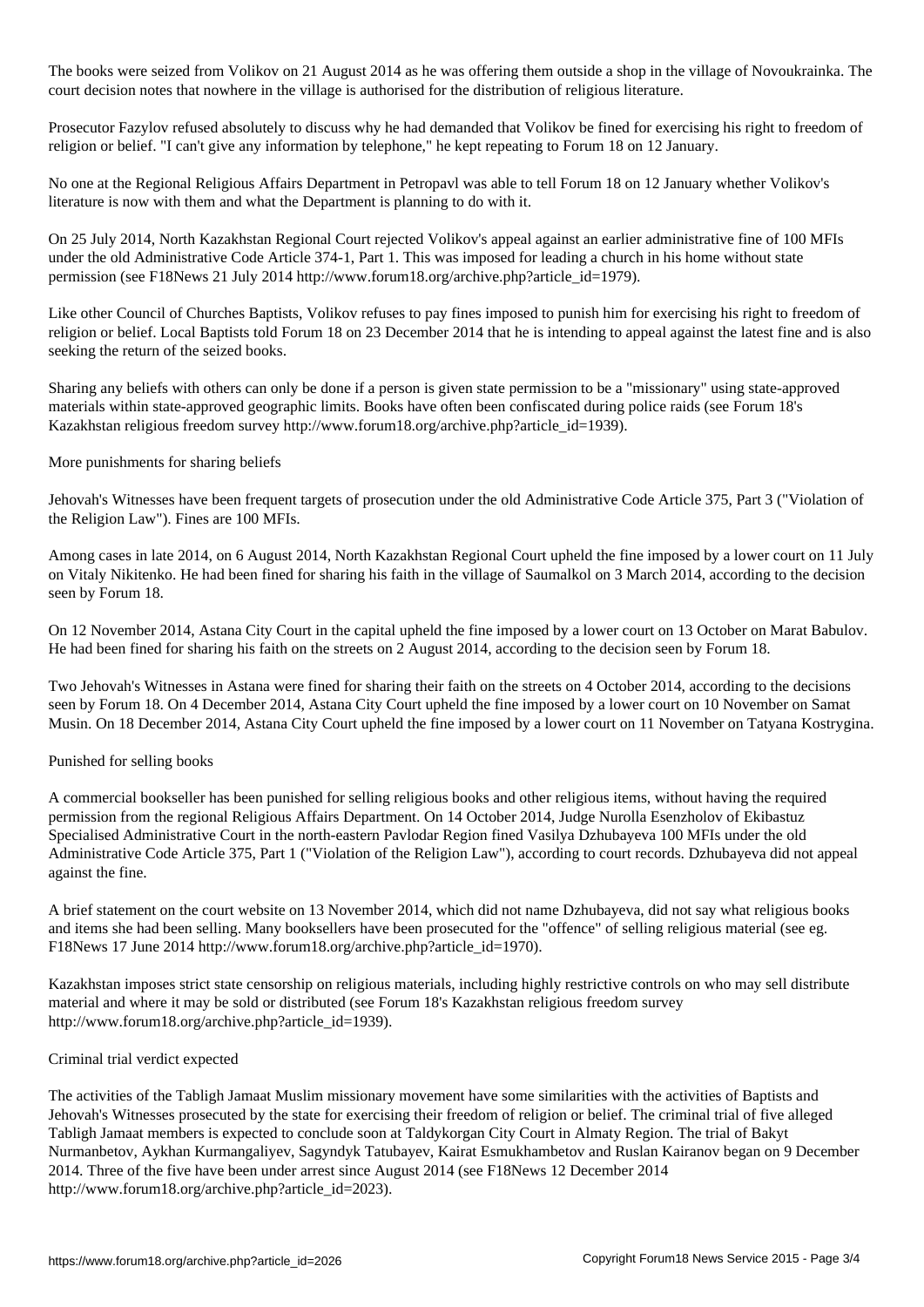The books were seized from Volikov on 21 August 2014 as he was offering them outside a shop in the village of Novoukrainka. The court decision notes that nowhere in the village is authorised for the distribution of religious literature.

Prosecutor Fazylov refused absolutely to discuss why he had demanded that Volikov be fined for exercising his right to freedom of religion or belief. "I can't give any information by telephone," he kept repeating to Forum 18 on 12 January.

No one at the Regional Religious Affairs Department in Petropavl was able to tell Forum 18 on 12 January whether Volikov's literature is now with them and what the Department is planning to do with it.

On 25 July 2014, North Kazakhstan Regional Court rejected Volikov's appeal against an earlier administrative fine of 100 MFIs under the old Administrative Code Article 374-1, Part 1. This was imposed for leading a church in his home without state permission (see F18News 21 July 2014 http://www.forum18.org/archive.php?article_id=1979).

Like other Council of Churches Baptists, Volikov refuses to pay fines imposed to punish him for exercising his right to freedom of religion or belief. Local Baptists told Forum 18 on 23 December 2014 that he is intending to appeal against the latest fine and is also seeking the return of the seized books.

Sharing any beliefs with others can only be done if a person is given state permission to be a "missionary" using state-approved materials within state-approved geographic limits. Books have often been confiscated during police raids (see Forum 18's Kazakhstan religious freedom survey http://www.forum18.org/archive.php?article_id=1939).

## More punishments for sharing beliefs

Jehovah's Witnesses have been frequent targets of prosecution under the old Administrative Code Article 375, Part 3 ("Violation of the Religion Law"). Fines are 100 MFIs.

Among cases in late 2014, on 6 August 2014, North Kazakhstan Regional Court upheld the fine imposed by a lower court on 11 July on Vitaly Nikitenko. He had been fined for sharing his faith in the village of Saumalkol on 3 March 2014, according to the decision seen by Forum 18.

On 12 November 2014, Astana City Court in the capital upheld the fine imposed by a lower court on 13 October on Marat Babulov. He had been fined for sharing his faith on the streets on 2 August 2014, according to the decision seen by Forum 18.

Two Jehovah's Witnesses in Astana were fined for sharing their faith on the streets on 4 October 2014, according to the decisions seen by Forum 18. On 4 December 2014, Astana City Court upheld the fine imposed by a lower court on 10 November on Samat Musin. On 18 December 2014, Astana City Court upheld the fine imposed by a lower court on 11 November on Tatyana Kostrygina.

## Punished for selling books

A commercial bookseller has been punished for selling religious books and other religious items, without having the required permission from the regional Religious Affairs Department. On 14 October 2014, Judge Nurolla Esenzholov of Ekibastuz Specialised Administrative Court in the north-eastern Pavlodar Region fined Vasilya Dzhubayeva 100 MFIs under the old Administrative Code Article 375, Part 1 ("Violation of the Religion Law"), according to court records. Dzhubayeva did not appeal against the fine.

A brief statement on the court website on 13 November 2014, which did not name Dzhubayeva, did not say what religious books and items she had been selling. Many booksellers have been prosecuted for the "offence" of selling religious material (see eg. F18News 17 June 2014 http://www.forum18.org/archive.php?article_id=1970).

Kazakhstan imposes strict state censorship on religious materials, including highly restrictive controls on who may sell distribute material and where it may be sold or distributed (see Forum 18's Kazakhstan religious freedom survey http://www.forum18.org/archive.php?article_id=1939).

## Criminal trial verdict expected

The activities of the Tabligh Jamaat Muslim missionary movement have some similarities with the activities of Baptists and Jehovah's Witnesses prosecuted by the state for exercising their freedom of religion or belief. The criminal trial of five alleged Tabligh Jamaat members is expected to conclude soon at Taldykorgan City Court in Almaty Region. The trial of Bakyt Nurmanbetov, Aykhan Kurmangaliyev, Sagyndyk Tatubayev, Kairat Esmukhambetov and Ruslan Kairanov began on 9 December 2014. Three of the five have been under arrest since August 2014 (see F18News 12 December 2014 http://www.forum18.org/archive.php?article_id=2023).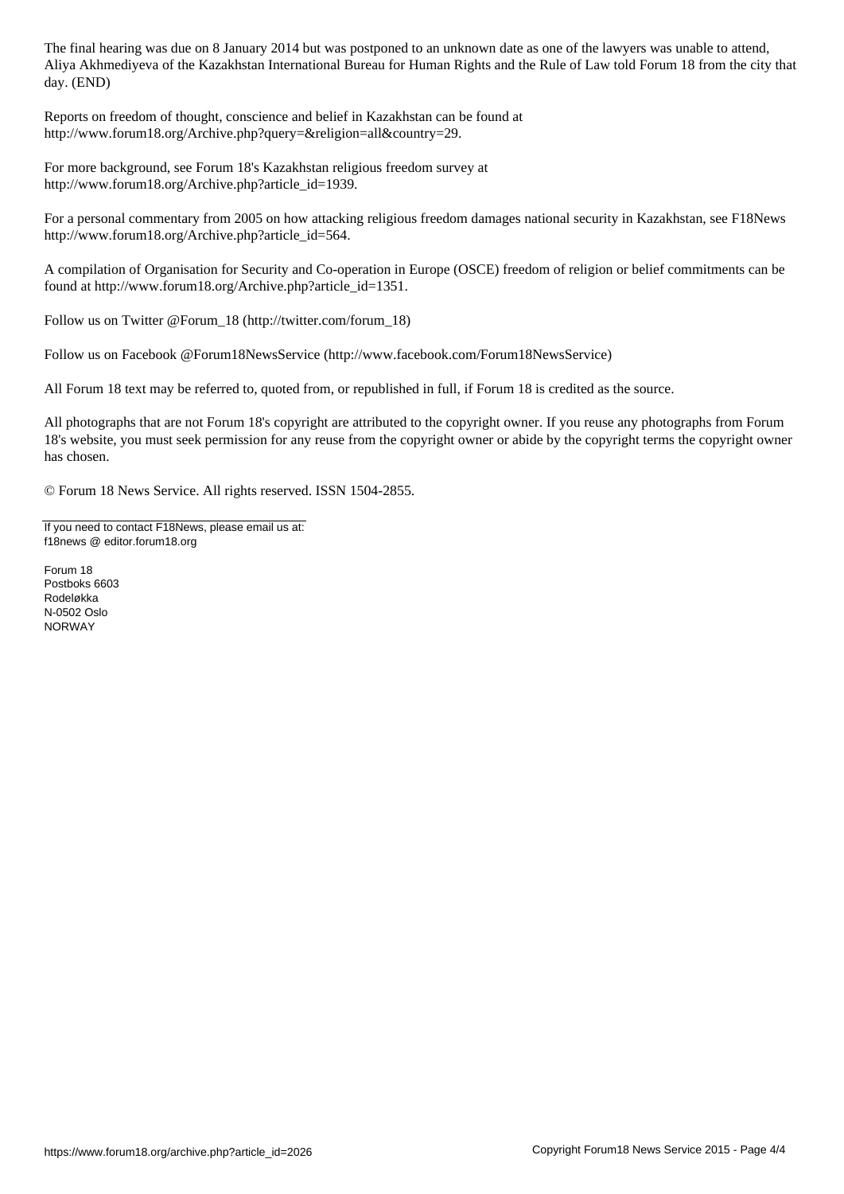The final hearing was due on 8 January 2014 but was postponed to an unknown date as one of the lawyers was unable to attend, Aliya Akhmediyeva of the Kazakhstan International Bureau for Human Rights and the Rule of Law told Forum 18 from the city that day. (END)

Reports on freedom of thought, conscience and belief in Kazakhstan can be found at http://www.forum18.org/Archive.php?query=&religion=all&country=29.

For more background, see Forum 18's Kazakhstan religious freedom survey at http://www.forum18.org/Archive.php?article_id=1939.

For a personal commentary from 2005 on how attacking religious freedom damages national security in Kazakhstan, see F18News http://www.forum18.org/Archive.php?article_id=564.

A compilation of Organisation for Security and Co-operation in Europe (OSCE) freedom of religion or belief commitments can be found at http://www.forum18.org/Archive.php?article_id=1351.

Follow us on Twitter @Forum_18 (http://twitter.com/forum_18)

Follow us on Facebook @Forum18NewsService (http://www.facebook.com/Forum18NewsService)

All Forum 18 text may be referred to, quoted from, or republished in full, if Forum 18 is credited as the source.

All photographs that are not Forum 18's copyright are attributed to the copyright owner. If you reuse any photographs from Forum 18's website, you must seek permission for any reuse from the copyright owner or abide by the copyright terms the copyright owner has chosen.

© Forum 18 News Service. All rights reserved. ISSN 1504-2855.

If you need to contact F18News, please email us at:
f18news @ editor.forum18.org

Forum 18
Postboks 6603
Rodeløkka
N-0502 Oslo
NORWAY